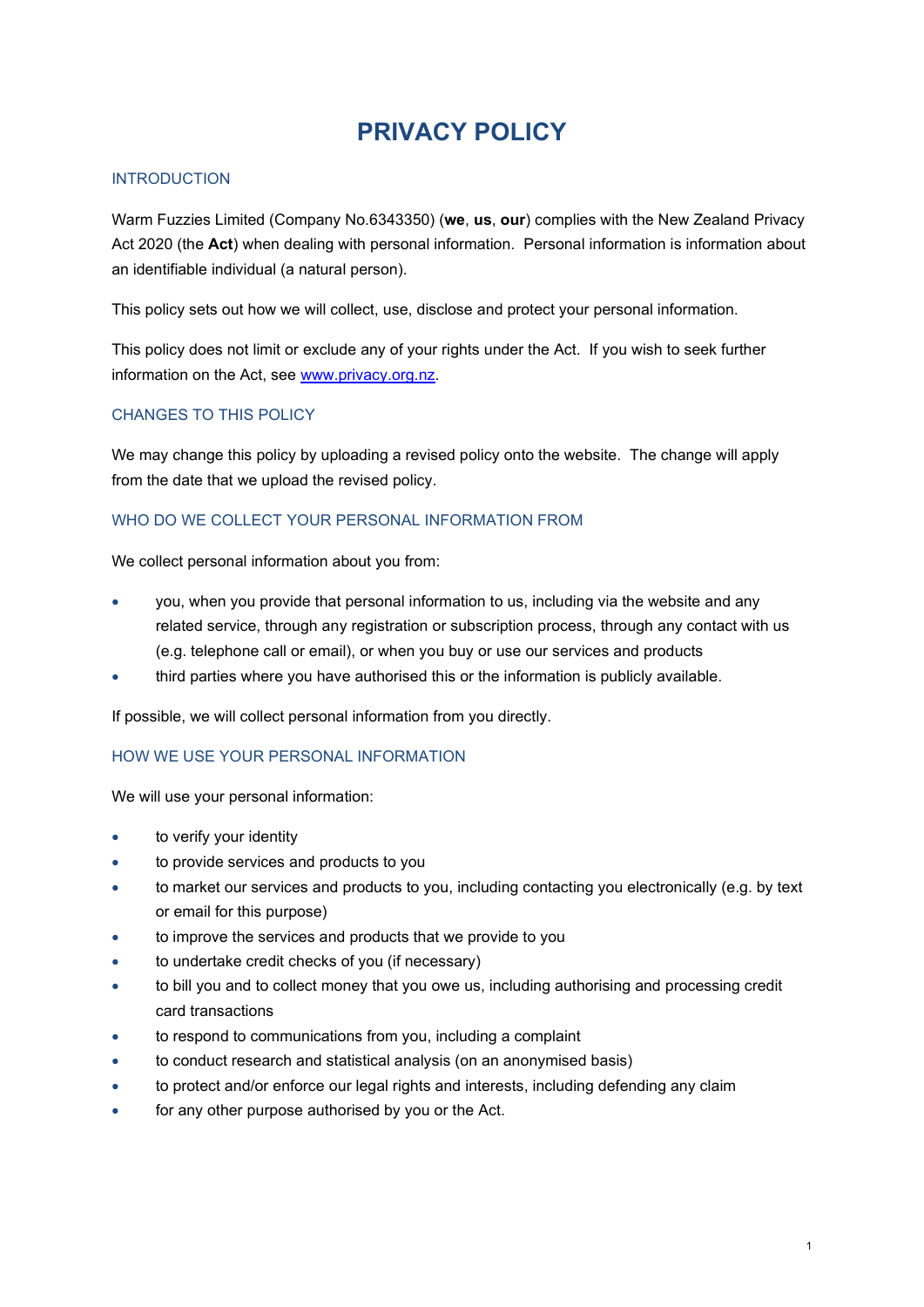# PRIVACY POLICY

## INTRODUCTION

Warm Fuzzies Limited (Company No.6343350) (**we**, **us**, **our**) complies with the New Zealand Privacy Act 2020 (the **Act**) when dealing with personal information. Personal information is information about an identifiable individual (a natural person).

This policy sets out how we will collect, use, disclose and protect your personal information.

This policy does not limit or exclude any of your rights under the Act. If you wish to seek further information on the Act, see [www.privacy.org.nz](http://www.privacy.org.nz).

## CHANGES TO THIS POLICY

We may change this policy by uploading a revised policy onto the website. The change will apply from the date that we upload the revised policy.

## WHO DO WE COLLECT YOUR PERSONAL INFORMATION FROM

We collect personal information about you from:

- you, when you provide that personal information to us, including via the website and any related service, through any registration or subscription process, through any contact with us (e.g. telephone call or email), or when you buy or use our services and products
- third parties where you have authorised this or the information is publicly available.

If possible, we will collect personal information from you directly.

## HOW WE USE YOUR PERSONAL INFORMATION

We will use your personal information:

- to verify your identity
- to provide services and products to you
- to market our services and products to you, including contacting you electronically (e.g. by text or email for this purpose)
- to improve the services and products that we provide to you
- to undertake credit checks of you (if necessary)
- to bill you and to collect money that you owe us, including authorising and processing credit card transactions
- to respond to communications from you, including a complaint
- to conduct research and statistical analysis (on an anonymised basis)
- to protect and/or enforce our legal rights and interests, including defending any claim
- for any other purpose authorised by you or the Act.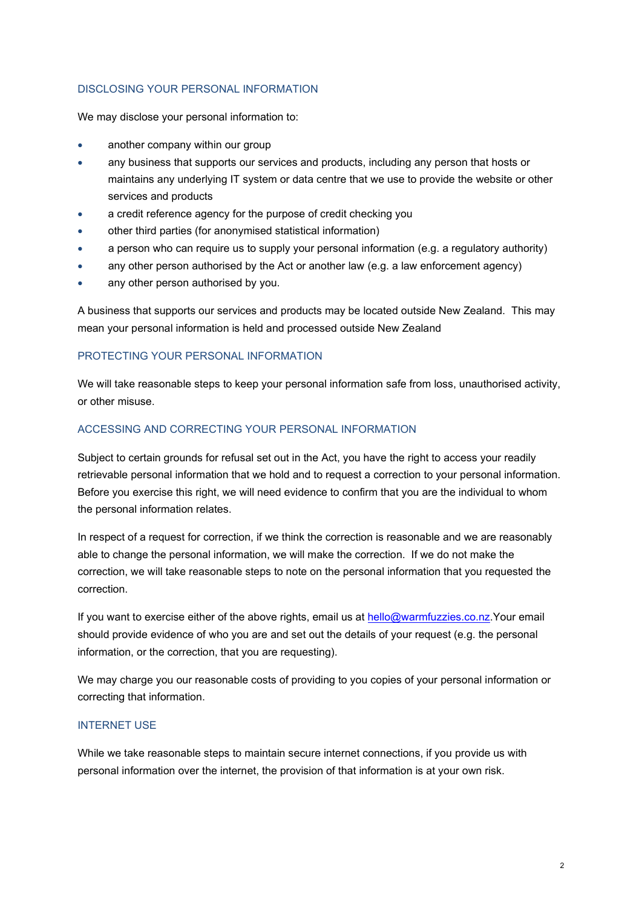## DISCLOSING YOUR PERSONAL INFORMATION

We may disclose your personal information to:

- another company within our group
- any business that supports our services and products, including any person that hosts or maintains any underlying IT system or data centre that we use to provide the website or other services and products
- a credit reference agency for the purpose of credit checking you
- other third parties (for anonymised statistical information)
- a person who can require us to supply your personal information (e.g. a regulatory authority)
- any other person authorised by the Act or another law (e.g. a law enforcement agency)
- any other person authorised by you.

A business that supports our services and products may be located outside New Zealand. This may mean your personal information is held and processed outside New Zealand

## PROTECTING YOUR PERSONAL INFORMATION

We will take reasonable steps to keep your personal information safe from loss, unauthorised activity, or other misuse.

## ACCESSING AND CORRECTING YOUR PERSONAL INFORMATION

Subject to certain grounds for refusal set out in the Act, you have the right to access your readily retrievable personal information that we hold and to request a correction to your personal information. Before you exercise this right, we will need evidence to confirm that you are the individual to whom the personal information relates.

In respect of a request for correction, if we think the correction is reasonable and we are reasonably able to change the personal information, we will make the correction. If we do not make the correction, we will take reasonable steps to note on the personal information that you requested the correction.

If you want to exercise either of the above rights, email us at hello@warmfuzzies.co.nz.Your email should provide evidence of who you are and set out the details of your request (e.g. the personal information, or the correction, that you are requesting).

We may charge you our reasonable costs of providing to you copies of your personal information or correcting that information.

## INTERNET USE

While we take reasonable steps to maintain secure internet connections, if you provide us with personal information over the internet, the provision of that information is at your own risk.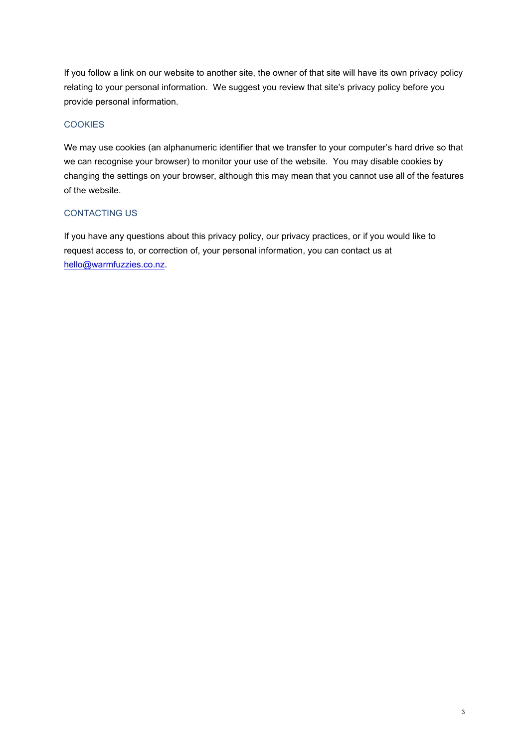If you follow a link on our website to another site, the owner of that site will have its own privacy policy relating to your personal information. We suggest you review that site's privacy policy before you provide personal information.

## COOKIES

We may use cookies (an alphanumeric identifier that we transfer to your computer's hard drive so that we can recognise your browser) to monitor your use of the website. You may disable cookies by changing the settings on your browser, although this may mean that you cannot use all of the features of the website.

## CONTACTING US

If you have any questions about this privacy policy, our privacy practices, or if you would like to request access to, or correction of, your personal information, you can contact us at [hello@warmfuzzies.co.nz](mailto:hello@warmfuzzies.co.nz).